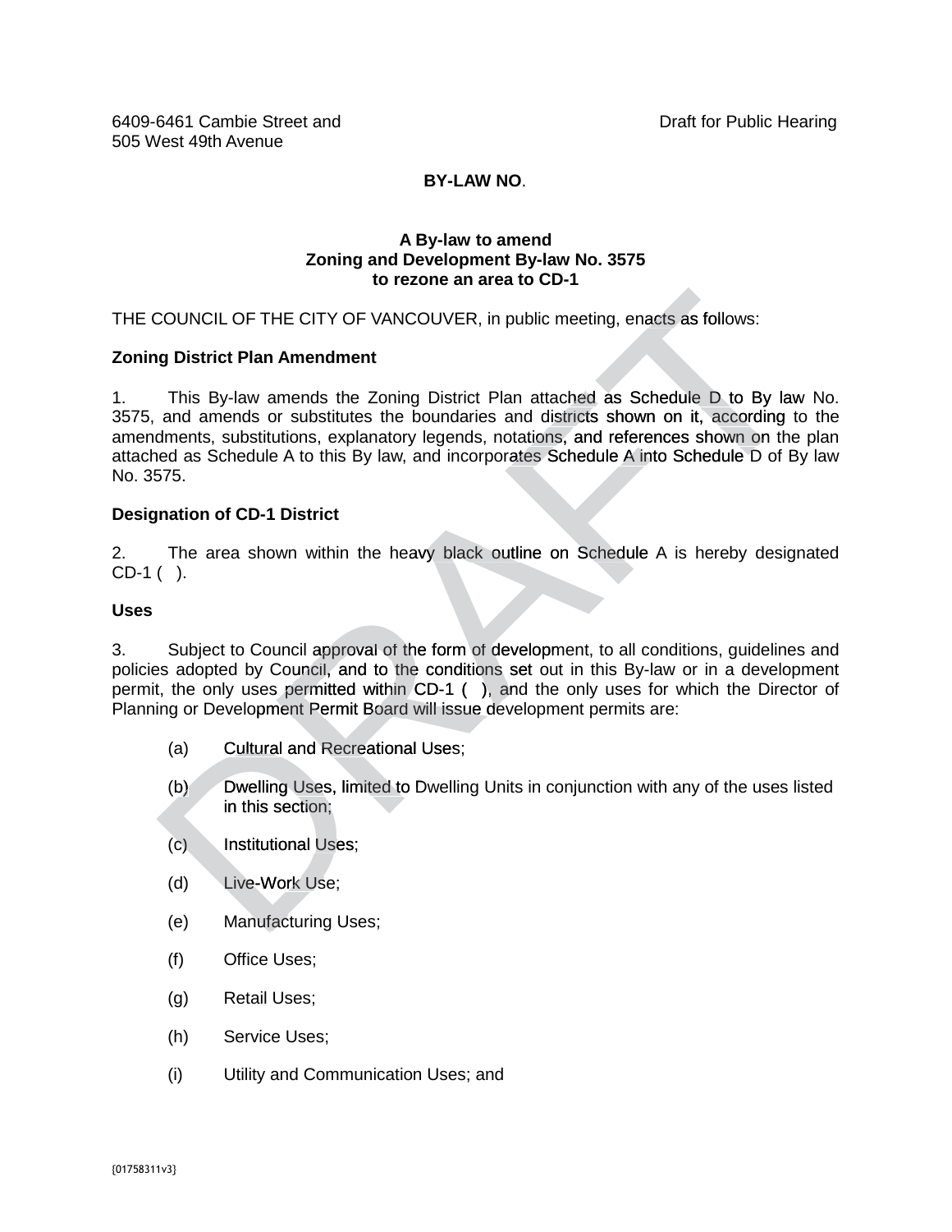6409-6461 Cambie Street and 505 West 49th Avenue

Draft for Public Hearing

**BY-LAW NO.**

**A By-law to amend**
**Zoning and Development By-law No. 3575**
**to rezone an area to CD-1**

THE COUNCIL OF THE CITY OF VANCOUVER, in public meeting, enacts as follows:

**Zoning District Plan Amendment**

1. This By-law amends the Zoning District Plan attached as Schedule D to By law No. 3575, and amends or substitutes the boundaries and districts shown on it, according to the amendments, substitutions, explanatory legends, notations, and references shown on the plan attached as Schedule A to this By law, and incorporates Schedule A into Schedule D of By law No. 3575.

**Designation of CD-1 District**

2. The area shown within the heavy black outline on Schedule A is hereby designated CD-1 ( ).

**Uses**

3. Subject to Council approval of the form of development, to all conditions, guidelines and policies adopted by Council, and to the conditions set out in this By-law or in a development permit, the only uses permitted within CD-1 ( ), and the only uses for which the Director of Planning or Development Permit Board will issue development permits are:

(a) Cultural and Recreational Uses;

(b) Dwelling Uses, limited to Dwelling Units in conjunction with any of the uses listed in this section;

(c) Institutional Uses;

(d) Live-Work Use;

(e) Manufacturing Uses;

(f) Office Uses;

(g) Retail Uses;

(h) Service Uses;

(i) Utility and Communication Uses; and

{01758311v3}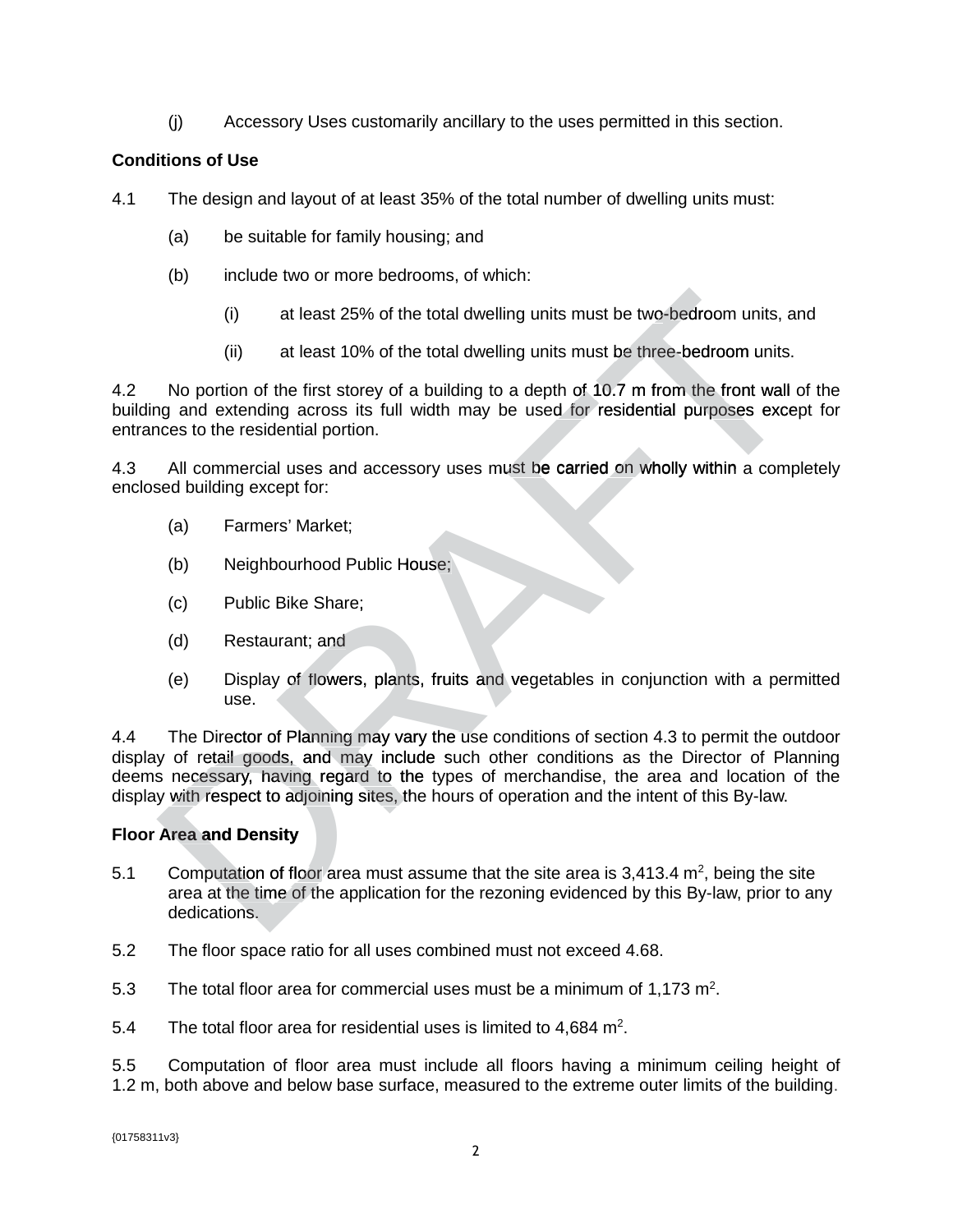(j) Accessory Uses customarily ancillary to the uses permitted in this section.

**Conditions of Use**

4.1 The design and layout of at least 35% of the total number of dwelling units must:

(a) be suitable for family housing; and

(b) include two or more bedrooms, of which:

(i) at least 25% of the total dwelling units must be two-bedroom units, and

(ii) at least 10% of the total dwelling units must be three-bedroom units.

4.2 No portion of the first storey of a building to a depth of 10.7 m from the front wall of the building and extending across its full width may be used for residential purposes except for entrances to the residential portion.

4.3 All commercial uses and accessory uses must be carried on wholly within a completely enclosed building except for:

(a) Farmers' Market;

(b) Neighbourhood Public House;

(c) Public Bike Share;

(d) Restaurant; and

(e) Display of flowers, plants, fruits and vegetables in conjunction with a permitted use.

4.4 The Director of Planning may vary the use conditions of section 4.3 to permit the outdoor display of retail goods, and may include such other conditions as the Director of Planning deems necessary, having regard to the types of merchandise, the area and location of the display with respect to adjoining sites, the hours of operation and the intent of this By-law.

**Floor Area and Density**

5.1 Computation of floor area must assume that the site area is 3,413.4 m$^2$, being the site area at the time of the application for the rezoning evidenced by this By-law, prior to any dedications.

5.2 The floor space ratio for all uses combined must not exceed 4.68.

5.3 The total floor area for commercial uses must be a minimum of 1,173 m$^2$.

5.4 The total floor area for residential uses is limited to 4,684 m$^2$.

5.5 Computation of floor area must include all floors having a minimum ceiling height of 1.2 m, both above and below base surface, measured to the extreme outer limits of the building.

{01758311v3}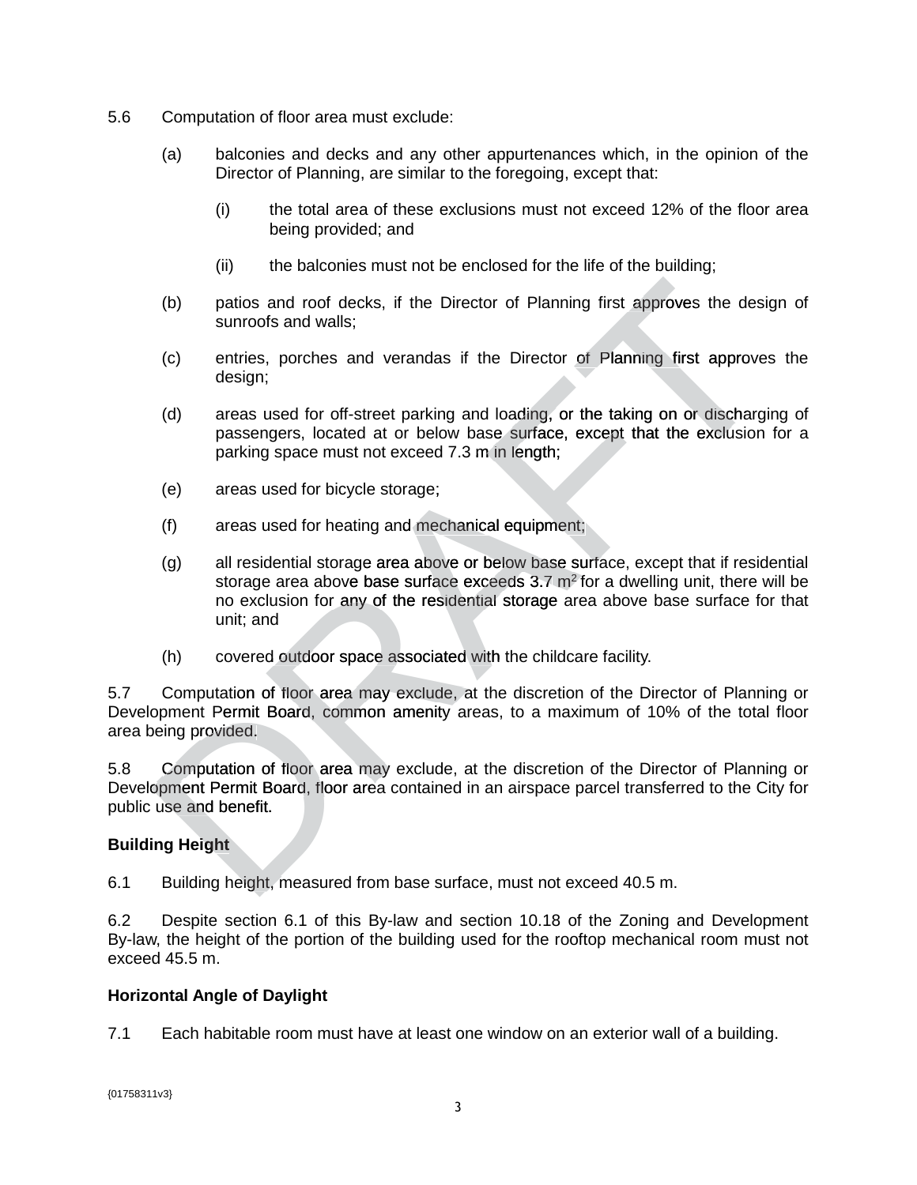5.6 Computation of floor area must exclude:

(a) balconies and decks and any other appurtenances which, in the opinion of the Director of Planning, are similar to the foregoing, except that:

(i) the total area of these exclusions must not exceed 12% of the floor area being provided; and

(ii) the balconies must not be enclosed for the life of the building;

(b) patios and roof decks, if the Director of Planning first approves the design of sunroofs and walls;

(c) entries, porches and verandas if the Director of Planning first approves the design;

(d) areas used for off-street parking and loading, or the taking on or discharging of passengers, located at or below base surface, except that the exclusion for a parking space must not exceed 7.3 m in length;

(e) areas used for bicycle storage;

(f) areas used for heating and mechanical equipment;

(g) all residential storage area above or below base surface, except that if residential storage area above base surface exceeds 3.7 $m^2$ for a dwelling unit, there will be no exclusion for any of the residential storage area above base surface for that unit; and

(h) covered outdoor space associated with the childcare facility.

5.7 Computation of floor area may exclude, at the discretion of the Director of Planning or Development Permit Board, common amenity areas, to a maximum of 10% of the total floor area being provided.

5.8 Computation of floor area may exclude, at the discretion of the Director of Planning or Development Permit Board, floor area contained in an airspace parcel transferred to the City for public use and benefit.

**Building Height**

6.1 Building height, measured from base surface, must not exceed 40.5 m.

6.2 Despite section 6.1 of this By-law and section 10.18 of the Zoning and Development By-law, the height of the portion of the building used for the rooftop mechanical room must not exceed 45.5 m.

**Horizontal Angle of Daylight**

7.1 Each habitable room must have at least one window on an exterior wall of a building.

{01758311v3}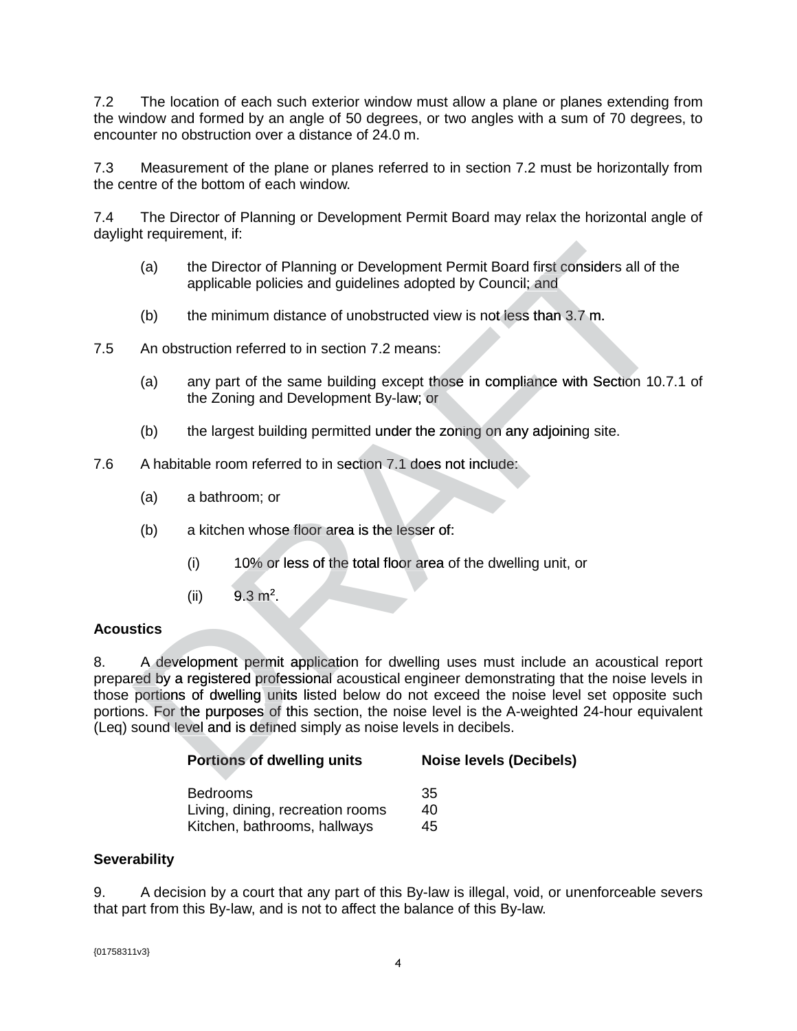7.2 The location of each such exterior window must allow a plane or planes extending from the window and formed by an angle of 50 degrees, or two angles with a sum of 70 degrees, to encounter no obstruction over a distance of 24.0 m.

7.3 Measurement of the plane or planes referred to in section 7.2 must be horizontally from the centre of the bottom of each window.

7.4 The Director of Planning or Development Permit Board may relax the horizontal angle of daylight requirement, if:

(a) the Director of Planning or Development Permit Board first considers all of the applicable policies and guidelines adopted by Council; and

(b) the minimum distance of unobstructed view is not less than 3.7 m.

7.5 An obstruction referred to in section 7.2 means:

(a) any part of the same building except those in compliance with Section 10.7.1 of the Zoning and Development By-law; or

(b) the largest building permitted under the zoning on any adjoining site.

7.6 A habitable room referred to in section 7.1 does not include:

(a) a bathroom; or

(b) a kitchen whose floor area is the lesser of:

(i) 10% or less of the total floor area of the dwelling unit, or

(ii) 9.3 m$^2$.

**Acoustics**

8. A development permit application for dwelling uses must include an acoustical report prepared by a registered professional acoustical engineer demonstrating that the noise levels in those portions of dwelling units listed below do not exceed the noise level set opposite such portions. For the purposes of this section, the noise level is the A-weighted 24-hour equivalent (Leq) sound level and is defined simply as noise levels in decibels.

| Portions of dwelling units | Noise levels (Decibels) |
|---|---|
| Bedrooms | 35 |
| Living, dining, recreation rooms | 40 |
| Kitchen, bathrooms, hallways | 45 |

**Severability**

9. A decision by a court that any part of this By-law is illegal, void, or unenforceable severs that part from this By-law, and is not to affect the balance of this By-law.

{01758311v3}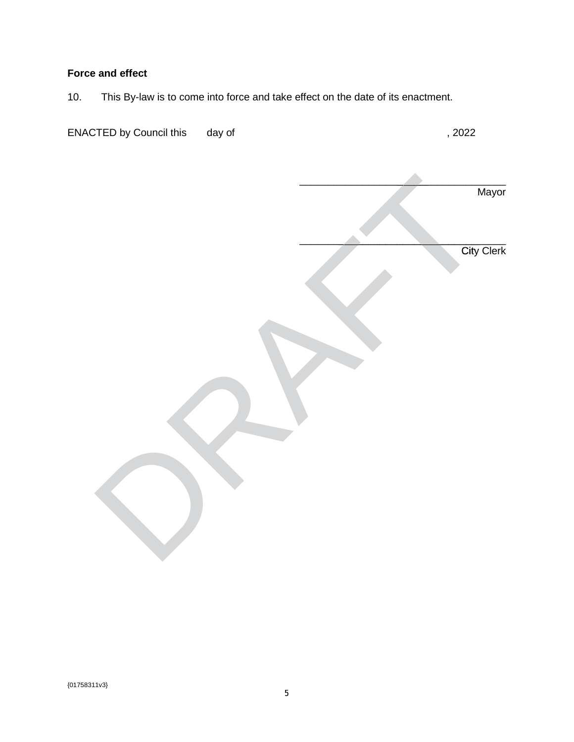**Force and effect**

10. This By-law is to come into force and take effect on the date of its enactment.

ENACTED by Council this day of , 2022

\_\_\_\_\_\_\_\_\_\_\_\_\_\_\_\_\_\_\_\_\_\_\_\_\_\_\_\_\_\_\_\_\_\_\_\_
Mayor

\_\_\_\_\_\_\_\_\_\_\_\_\_\_\_\_\_\_\_\_\_\_\_\_\_\_\_\_\_\_\_\_\_\_\_\_
City Clerk

DRAFT

{01758311v3}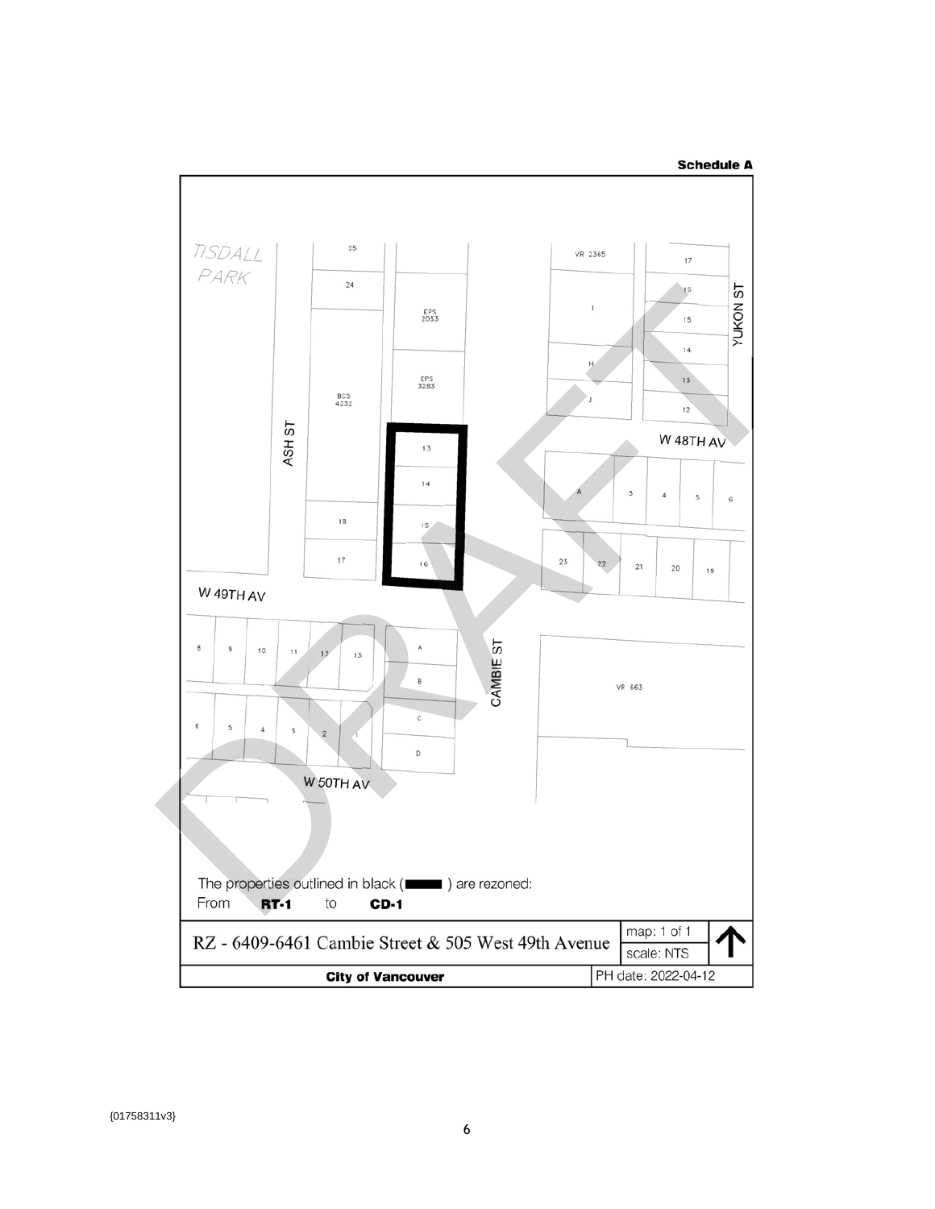**Schedule A**

TISDALL PARK

ASH ST

CAMBIE ST

YUKON ST

W 48TH AV

W 49TH AV

W 50TH AV

25

24

EPS 2033

EPS 3283

BCS 4232

13

14

15

16

18

17

VR 2365

17

16

15

14

13

12

1

H

J

A

3

4

5

6

23

22

21

20

19

8

9

10

11

12

13

A

B

C

D

6

5

4

3

2

1

VR 663

DRAFT

The properties outlined in black (■■■■) are rezoned:

From **RT-1** to **CD-1**

| RZ - 6409-6461 Cambie Street & 505 West 49th Avenue | map: 1 of 1 |
| --- | --- |
| | scale: NTS |
| **City of Vancouver** | PH date: 2022-04-12 |

{01758311v3}